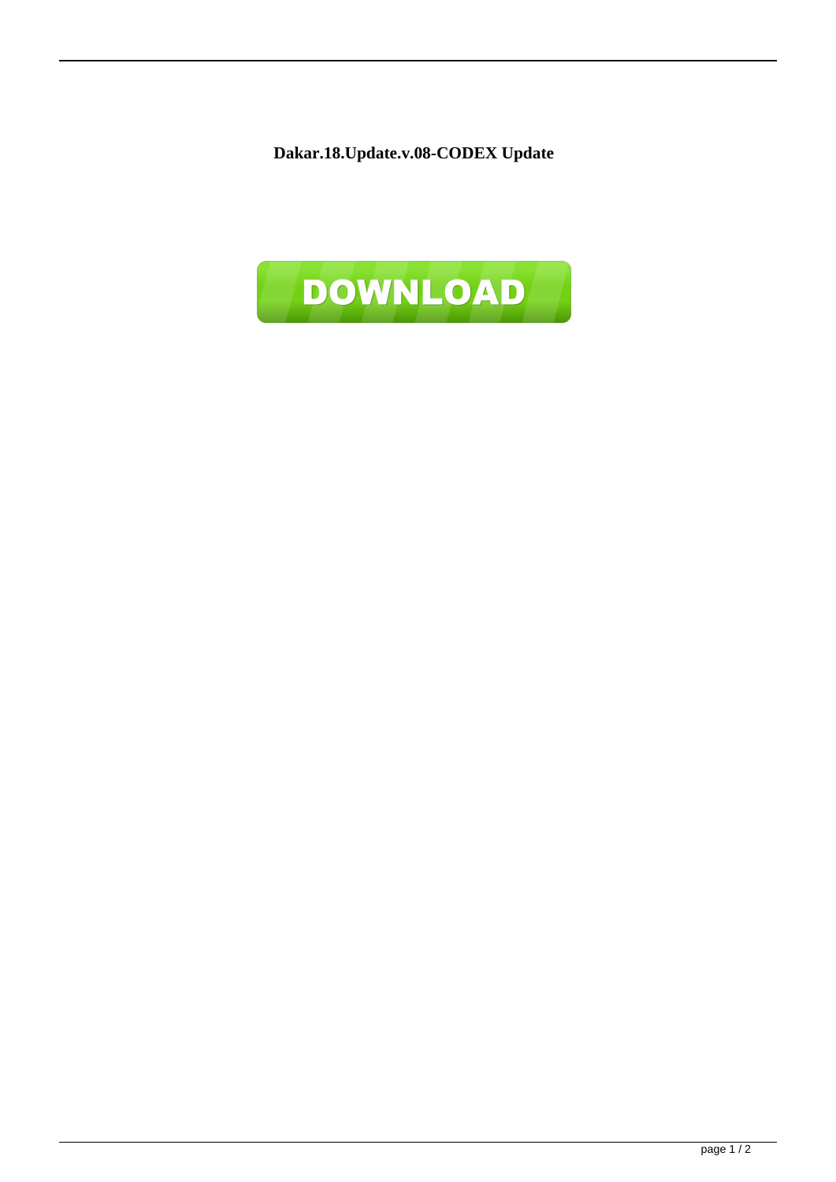**Dakar.18.Update.v.08-CODEX Update**

DOWNLOAD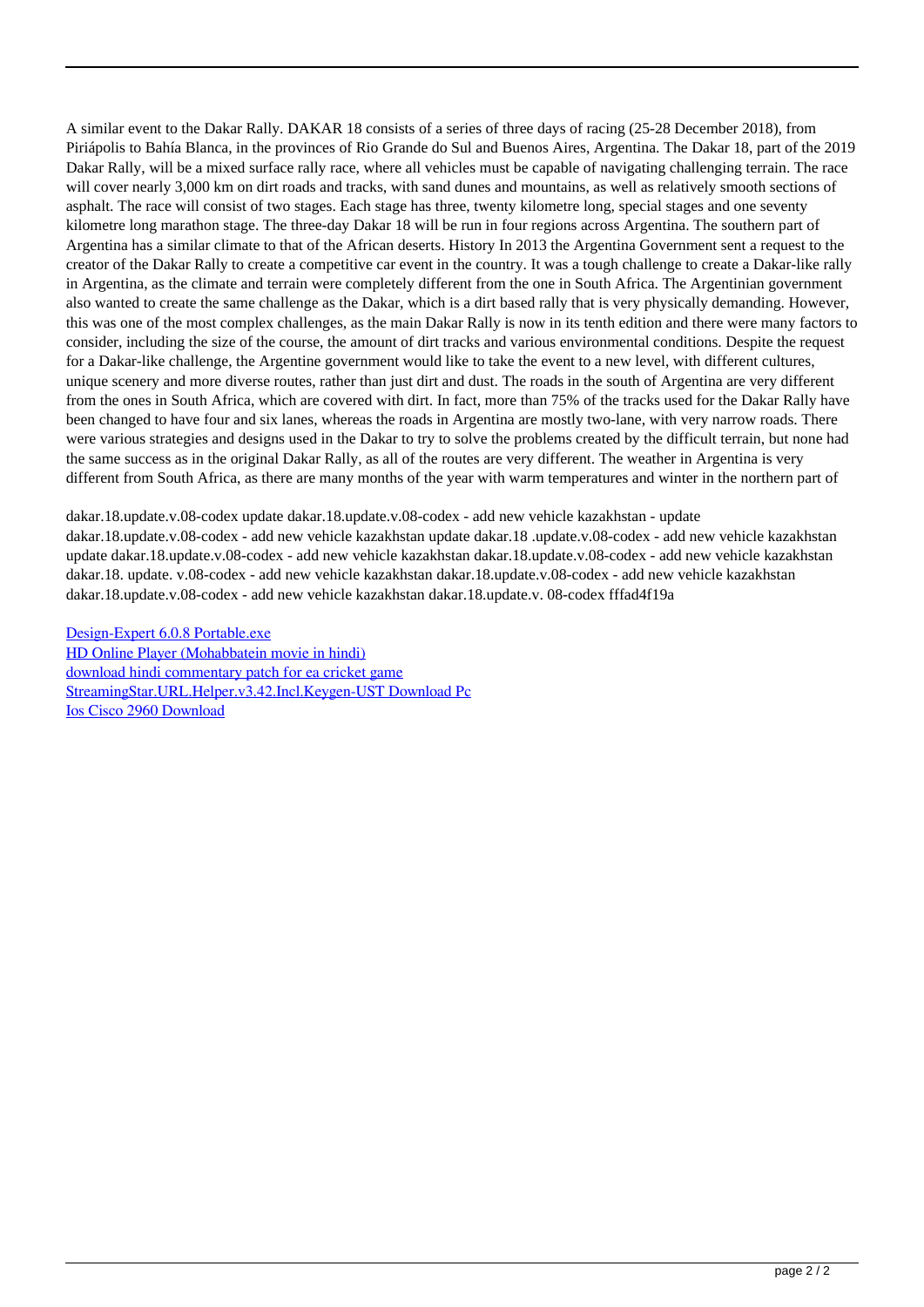A similar event to the Dakar Rally. DAKAR 18 consists of a series of three days of racing (25-28 December 2018), from Piriápolis to Bahía Blanca, in the provinces of Rio Grande do Sul and Buenos Aires, Argentina. The Dakar 18, part of the 2019 Dakar Rally, will be a mixed surface rally race, where all vehicles must be capable of navigating challenging terrain. The race will cover nearly 3,000 km on dirt roads and tracks, with sand dunes and mountains, as well as relatively smooth sections of asphalt. The race will consist of two stages. Each stage has three, twenty kilometre long, special stages and one seventy kilometre long marathon stage. The three-day Dakar 18 will be run in four regions across Argentina. The southern part of Argentina has a similar climate to that of the African deserts. History In 2013 the Argentina Government sent a request to the creator of the Dakar Rally to create a competitive car event in the country. It was a tough challenge to create a Dakar-like rally in Argentina, as the climate and terrain were completely different from the one in South Africa. The Argentinian government also wanted to create the same challenge as the Dakar, which is a dirt based rally that is very physically demanding. However, this was one of the most complex challenges, as the main Dakar Rally is now in its tenth edition and there were many factors to consider, including the size of the course, the amount of dirt tracks and various environmental conditions. Despite the request for a Dakar-like challenge, the Argentine government would like to take the event to a new level, with different cultures, unique scenery and more diverse routes, rather than just dirt and dust. The roads in the south of Argentina are very different from the ones in South Africa, which are covered with dirt. In fact, more than 75% of the tracks used for the Dakar Rally have been changed to have four and six lanes, whereas the roads in Argentina are mostly two-lane, with very narrow roads. There were various strategies and designs used in the Dakar to try to solve the problems created by the difficult terrain, but none had the same success as in the original Dakar Rally, as all of the routes are very different. The weather in Argentina is very different from South Africa, as there are many months of the year with warm temperatures and winter in the northern part of

dakar.18.update.v.08-codex update dakar.18.update.v.08-codex - add new vehicle kazakhstan - update dakar.18.update.v.08-codex - add new vehicle kazakhstan update dakar.18 .update.v.08-codex - add new vehicle kazakhstan update dakar.18.update.v.08-codex - add new vehicle kazakhstan dakar.18.update.v.08-codex - add new vehicle kazakhstan dakar.18. update. v.08-codex - add new vehicle kazakhstan dakar.18.update.v.08-codex - add new vehicle kazakhstan dakar.18.update.v.08-codex - add new vehicle kazakhstan dakar.18.update.v. 08-codex fffad4f19a

Design-Expert 6.0.8 Portable.exe
HD Online Player (Mohabbatein movie in hindi)
download hindi commentary patch for ea cricket game
StreamingStar.URL.Helper.v3.42.Incl.Keygen-UST Download Pc
Ios Cisco 2960 Download